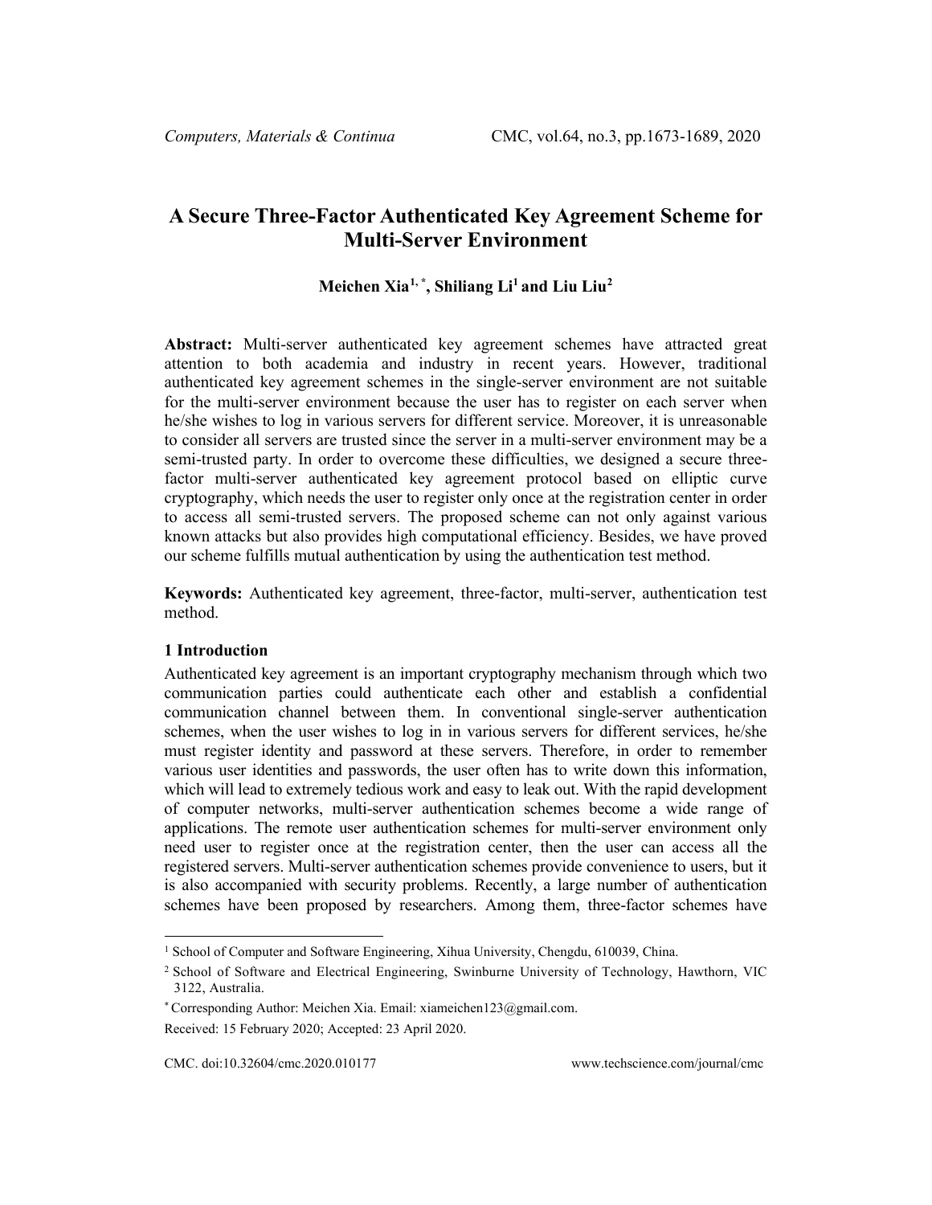# A Secure Three-Factor Authenticated Key Agreement Scheme for Multi-Server Environment

**Meichen Xia[1, *], Shiliang Li[1] and Liu Liu[2]**

**Abstract:** Multi-server authenticated key agreement schemes have attracted great attention to both academia and industry in recent years. However, traditional authenticated key agreement schemes in the single-server environment are not suitable for the multi-server environment because the user has to register on each server when he/she wishes to log in various servers for different service. Moreover, it is unreasonable to consider all servers are trusted since the server in a multi-server environment may be a semi-trusted party. In order to overcome these difficulties, we designed a secure three-factor multi-server authenticated key agreement protocol based on elliptic curve cryptography, which needs the user to register only once at the registration center in order to access all semi-trusted servers. The proposed scheme can not only against various known attacks but also provides high computational efficiency. Besides, we have proved our scheme fulfills mutual authentication by using the authentication test method.

**Keywords:** Authenticated key agreement, three-factor, multi-server, authentication test method.

## 1 Introduction

Authenticated key agreement is an important cryptography mechanism through which two communication parties could authenticate each other and establish a confidential communication channel between them. In conventional single-server authentication schemes, when the user wishes to log in in various servers for different services, he/she must register identity and password at these servers. Therefore, in order to remember various user identities and passwords, the user often has to write down this information, which will lead to extremely tedious work and easy to leak out. With the rapid development of computer networks, multi-server authentication schemes become a wide range of applications. The remote user authentication schemes for multi-server environment only need user to register once at the registration center, then the user can access all the registered servers. Multi-server authentication schemes provide convenience to users, but it is also accompanied with security problems. Recently, a large number of authentication schemes have been proposed by researchers. Among them, three-factor schemes have

---

[1] School of Computer and Software Engineering, Xihua University, Chengdu, 610039, China.

[2] School of Software and Electrical Engineering, Swinburne University of Technology, Hawthorn, VIC 3122, Australia.

[*] Corresponding Author: Meichen Xia. Email: xiameichen123@gmail.com.

Received: 15 February 2020; Accepted: 23 April 2020.

CMC. doi:10.32604/cmc.2020.010177 www.techscience.com/journal/cmc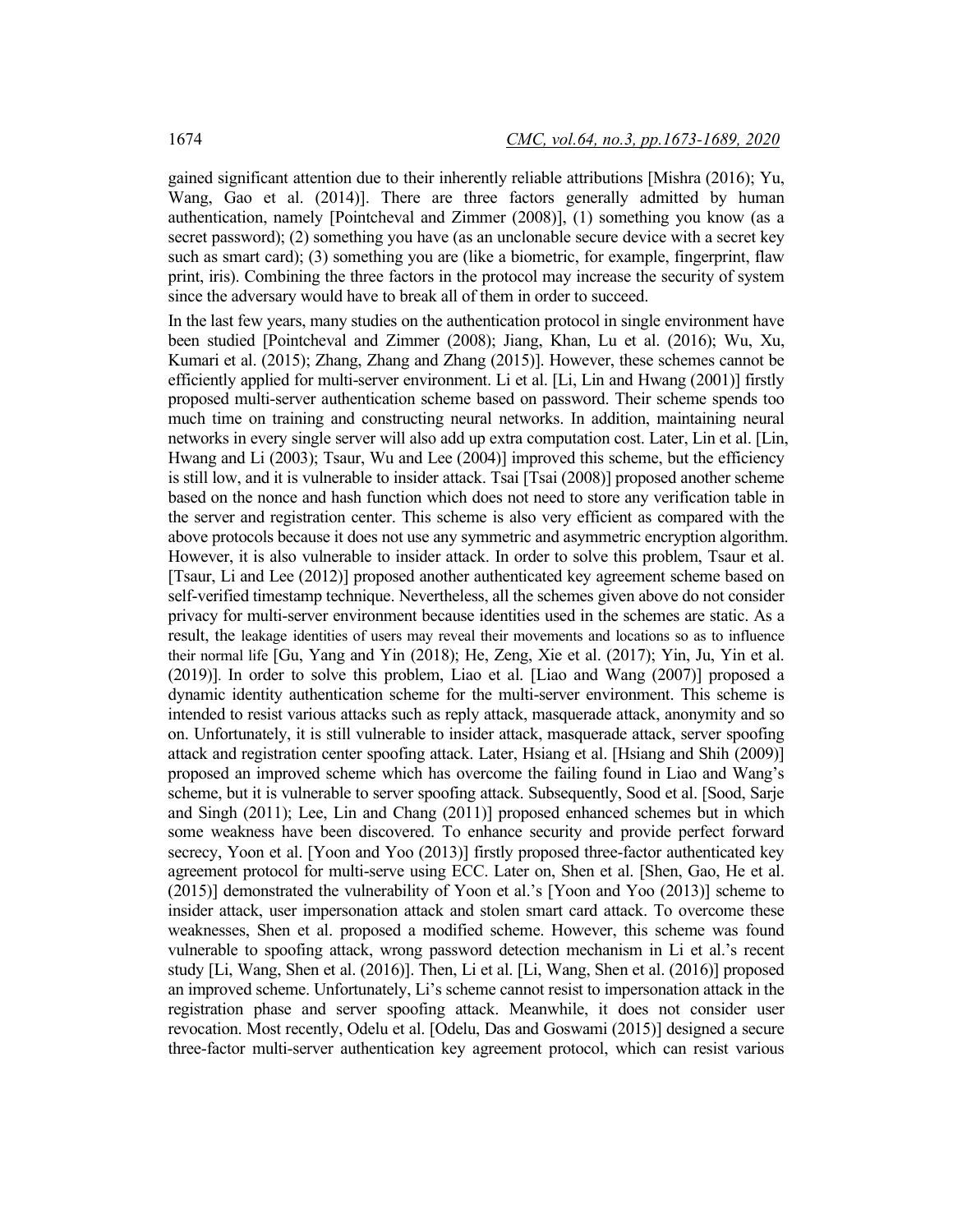gained significant attention due to their inherently reliable attributions [Mishra (2016); Yu, Wang, Gao et al. (2014)]. There are three factors generally admitted by human authentication, namely [Pointcheval and Zimmer (2008)], (1) something you know (as a secret password); (2) something you have (as an unclonable secure device with a secret key such as smart card); (3) something you are (like a biometric, for example, fingerprint, flaw print, iris). Combining the three factors in the protocol may increase the security of system since the adversary would have to break all of them in order to succeed.

In the last few years, many studies on the authentication protocol in single environment have been studied [Pointcheval and Zimmer (2008); Jiang, Khan, Lu et al. (2016); Wu, Xu, Kumari et al. (2015); Zhang, Zhang and Zhang (2015)]. However, these schemes cannot be efficiently applied for multi-server environment. Li et al. [Li, Lin and Hwang (2001)] firstly proposed multi-server authentication scheme based on password. Their scheme spends too much time on training and constructing neural networks. In addition, maintaining neural networks in every single server will also add up extra computation cost. Later, Lin et al. [Lin, Hwang and Li (2003); Tsaur, Wu and Lee (2004)] improved this scheme, but the efficiency is still low, and it is vulnerable to insider attack. Tsai [Tsai (2008)] proposed another scheme based on the nonce and hash function which does not need to store any verification table in the server and registration center. This scheme is also very efficient as compared with the above protocols because it does not use any symmetric and asymmetric encryption algorithm. However, it is also vulnerable to insider attack. In order to solve this problem, Tsaur et al. [Tsaur, Li and Lee (2012)] proposed another authenticated key agreement scheme based on self-verified timestamp technique. Nevertheless, all the schemes given above do not consider privacy for multi-server environment because identities used in the schemes are static. As a result, the leakage identities of users may reveal their movements and locations so as to influence their normal life [Gu, Yang and Yin (2018); He, Zeng, Xie et al. (2017); Yin, Ju, Yin et al. (2019)]. In order to solve this problem, Liao et al. [Liao and Wang (2007)] proposed a dynamic identity authentication scheme for the multi-server environment. This scheme is intended to resist various attacks such as reply attack, masquerade attack, anonymity and so on. Unfortunately, it is still vulnerable to insider attack, masquerade attack, server spoofing attack and registration center spoofing attack. Later, Hsiang et al. [Hsiang and Shih (2009)] proposed an improved scheme which has overcome the failing found in Liao and Wang's scheme, but it is vulnerable to server spoofing attack. Subsequently, Sood et al. [Sood, Sarje and Singh (2011); Lee, Lin and Chang (2011)] proposed enhanced schemes but in which some weakness have been discovered. To enhance security and provide perfect forward secrecy, Yoon et al. [Yoon and Yoo (2013)] firstly proposed three-factor authenticated key agreement protocol for multi-serve using ECC. Later on, Shen et al. [Shen, Gao, He et al. (2015)] demonstrated the vulnerability of Yoon et al.'s [Yoon and Yoo (2013)] scheme to insider attack, user impersonation attack and stolen smart card attack. To overcome these weaknesses, Shen et al. proposed a modified scheme. However, this scheme was found vulnerable to spoofing attack, wrong password detection mechanism in Li et al.'s recent study [Li, Wang, Shen et al. (2016)]. Then, Li et al. [Li, Wang, Shen et al. (2016)] proposed an improved scheme. Unfortunately, Li's scheme cannot resist to impersonation attack in the registration phase and server spoofing attack. Meanwhile, it does not consider user revocation. Most recently, Odelu et al. [Odelu, Das and Goswami (2015)] designed a secure three-factor multi-server authentication key agreement protocol, which can resist various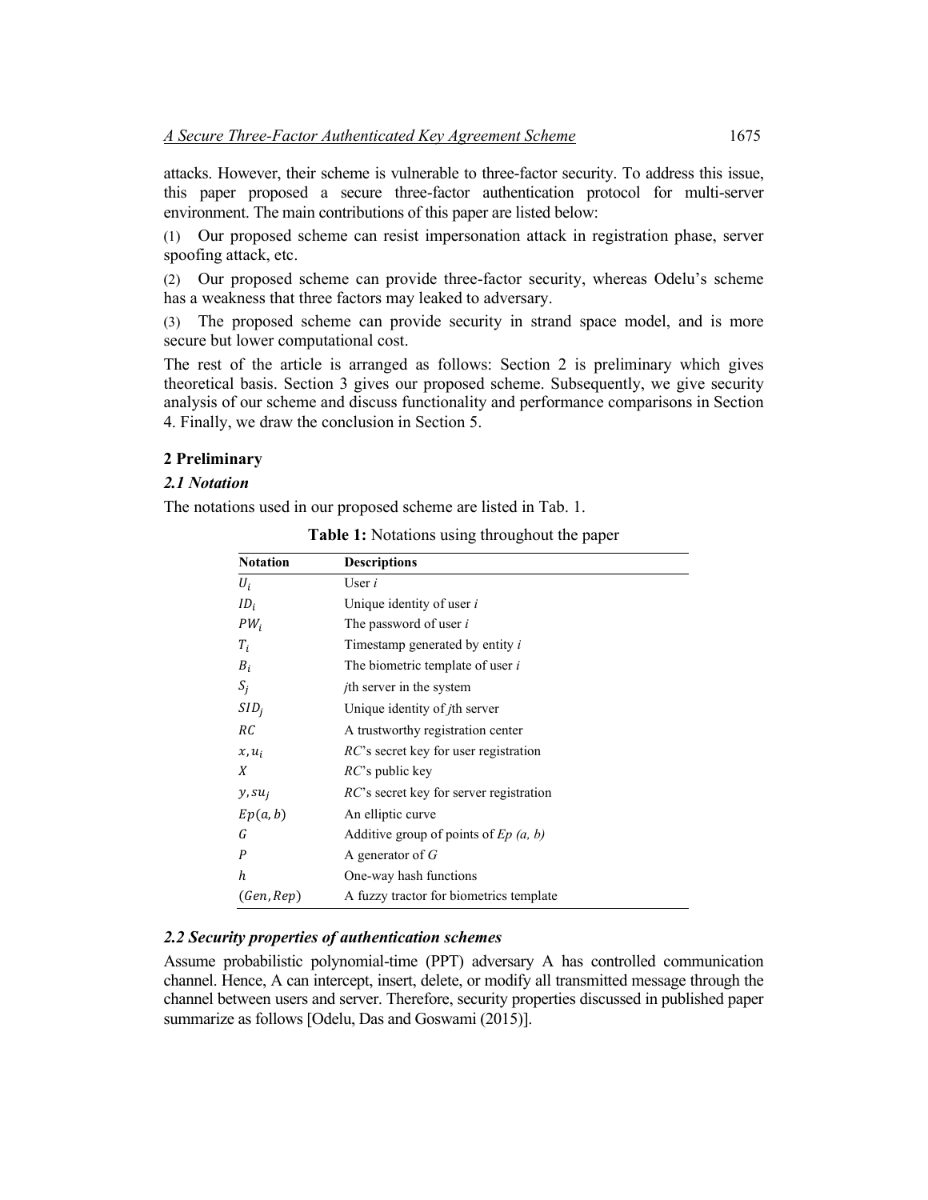attacks. However, their scheme is vulnerable to three-factor security. To address this issue, this paper proposed a secure three-factor authentication protocol for multi-server environment. The main contributions of this paper are listed below:

(1) Our proposed scheme can resist impersonation attack in registration phase, server spoofing attack, etc.

(2) Our proposed scheme can provide three-factor security, whereas Odelu's scheme has a weakness that three factors may leaked to adversary.

(3) The proposed scheme can provide security in strand space model, and is more secure but lower computational cost.

The rest of the article is arranged as follows: Section 2 is preliminary which gives theoretical basis. Section 3 gives our proposed scheme. Subsequently, we give security analysis of our scheme and discuss functionality and performance comparisons in Section 4. Finally, we draw the conclusion in Section 5.

## 2 Preliminary

### *2.1 Notation*

The notations used in our proposed scheme are listed in Tab. 1.

**Table 1:** Notations using throughout the paper

| Notation | Descriptions |
|---|---|
| $U_i$ | User *i* |
| $ID_i$ | Unique identity of user *i* |
| $PW_i$ | The password of user *i* |
| $T_i$ | Timestamp generated by entity *i* |
| $B_i$ | The biometric template of user *i* |
| $S_j$ | *j*th server in the system |
| $SID_j$ | Unique identity of *j*th server |
| $RC$ | A trustworthy registration center |
| $x, u_i$ | *RC*'s secret key for user registration |
| $X$ | *RC*'s public key |
| $y, su_j$ | *RC*'s secret key for server registration |
| $Ep(a, b)$ | An elliptic curve |
| $G$ | Additive group of points of *Ep (a, b)* |
| $P$ | A generator of *G* |
| $h$ | One-way hash functions |
| $(Gen, Rep)$ | A fuzzy tractor for biometrics template |

### *2.2 Security properties of authentication schemes*

Assume probabilistic polynomial-time (PPT) adversary A has controlled communication channel. Hence, A can intercept, insert, delete, or modify all transmitted message through the channel between users and server. Therefore, security properties discussed in published paper summarize as follows [Odelu, Das and Goswami (2015)].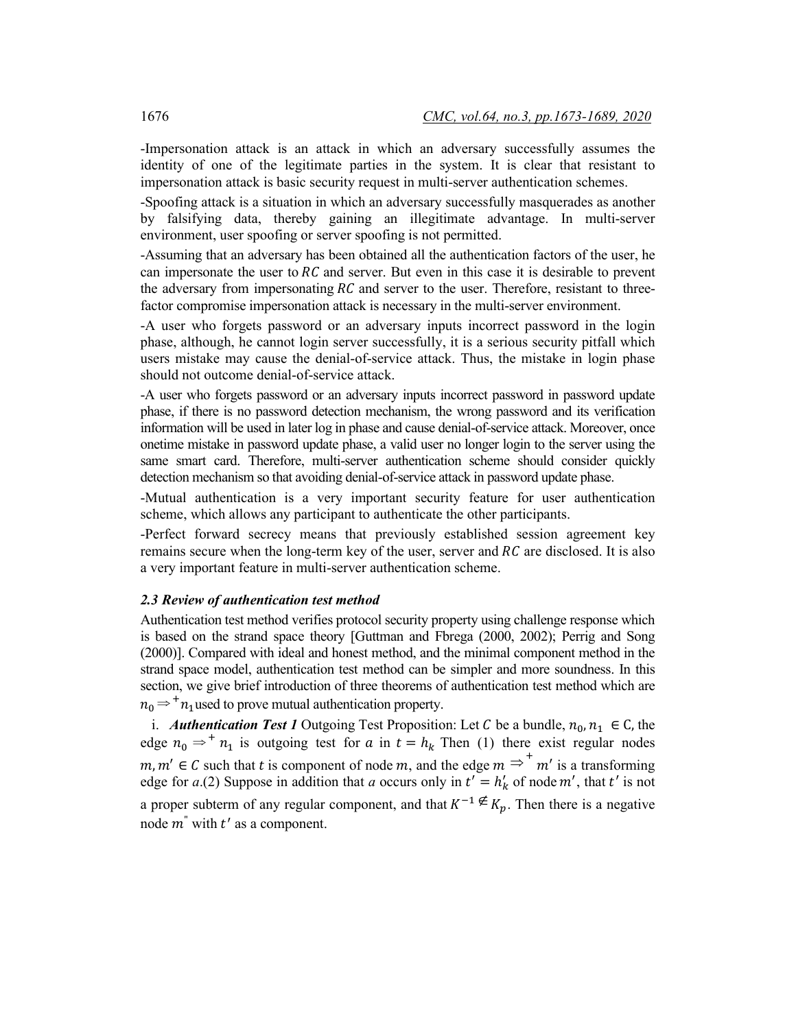-Impersonation attack is an attack in which an adversary successfully assumes the identity of one of the legitimate parties in the system. It is clear that resistant to impersonation attack is basic security request in multi-server authentication schemes.

-Spoofing attack is a situation in which an adversary successfully masquerades as another by falsifying data, thereby gaining an illegitimate advantage. In multi-server environment, user spoofing or server spoofing is not permitted.

-Assuming that an adversary has been obtained all the authentication factors of the user, he can impersonate the user to $RC$ and server. But even in this case it is desirable to prevent the adversary from impersonating $RC$ and server to the user. Therefore, resistant to three-factor compromise impersonation attack is necessary in the multi-server environment.

-A user who forgets password or an adversary inputs incorrect password in the login phase, although, he cannot login server successfully, it is a serious security pitfall which users mistake may cause the denial-of-service attack. Thus, the mistake in login phase should not outcome denial-of-service attack.

-A user who forgets password or an adversary inputs incorrect password in password update phase, if there is no password detection mechanism, the wrong password and its verification information will be used in later log in phase and cause denial-of-service attack. Moreover, once onetime mistake in password update phase, a valid user no longer login to the server using the same smart card. Therefore, multi-server authentication scheme should consider quickly detection mechanism so that avoiding denial-of-service attack in password update phase.

-Mutual authentication is a very important security feature for user authentication scheme, which allows any participant to authenticate the other participants.

-Perfect forward secrecy means that previously established session agreement key remains secure when the long-term key of the user, server and $RC$ are disclosed. It is also a very important feature in multi-server authentication scheme.

### *2.3 Review of authentication test method*

Authentication test method verifies protocol security property using challenge response which is based on the strand space theory [Guttman and Fbrega (2000, 2002); Perrig and Song (2000)]. Compared with ideal and honest method, and the minimal component method in the strand space model, authentication test method can be simpler and more soundness. In this section, we give brief introduction of three theorems of authentication test method which are $n_0 \Rightarrow^+ n_1$ used to prove mutual authentication property.

i. ***Authentication Test 1*** Outgoing Test Proposition: Let $C$ be a bundle, $n_0, n_1 \in C$, the edge $n_0 \Rightarrow^+ n_1$ is outgoing test for $a$ in $t = h_k$ Then (1) there exist regular nodes $m, m' \in C$ such that $t$ is component of node $m$, and the edge $m \Rightarrow^+ m'$ is a transforming edge for $a$.(2) Suppose in addition that $a$ occurs only in $t' = h'_k$ of node $m'$, that $t'$ is not a proper subterm of any regular component, and that $K^{-1} \notin K_p$. Then there is a negative node $m''$ with $t'$ as a component.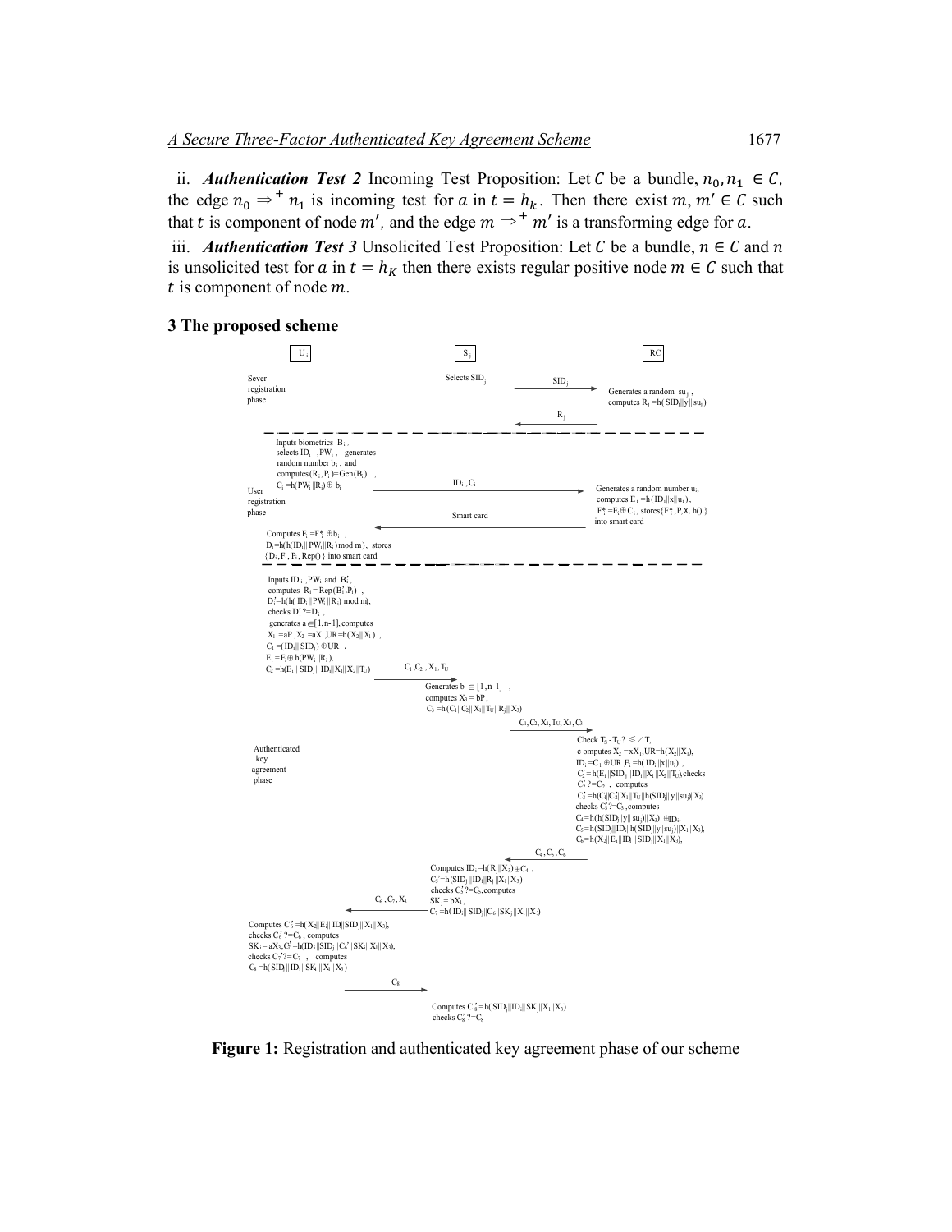ii. ***Authentication Test 2*** Incoming Test Proposition: Let $C$ be a bundle, $n_0, n_1 \in C$, the edge $n_0 \Rightarrow^+ n_1$ is incoming test for $a$ in $t = h_k$. Then there exist $m, m' \in C$ such that $t$ is component of node $m'$, and the edge $m \Rightarrow^+ m'$ is a transforming edge for $a$.

iii. ***Authentication Test 3*** Unsolicited Test Proposition: Let $C$ be a bundle, $n \in C$ and $n$ is unsolicited test for $a$ in $t = h_K$ then there exists regular positive node $m \in C$ such that $t$ is component of node $m$.

## 3 The proposed scheme

**Participants:** $U_i$ | $S_j$ | RC

**Sever registration phase**

- $S_j$: Selects $SID_j$
- $S_j \rightarrow RC$: $SID_j$
- RC: Generates a random $su_j$, computes $R_j = h(SID_j \| y \| su_j)$
- $RC \rightarrow S_j$: $R_j$

---

**User registration phase**

- $U_i$: Inputs biometrics $B_i$, selects $ID_i$, $PW_i$, generates random number $b_i$, and computes $(R_i, P_i) = Gen(B_i)$, $C_i = h(PW_i \| R_i) \oplus b_i$
- $U_i \rightarrow RC$: $ID_i, C_i$
- RC: Generates a random number $u_i$, computes $E_i = h(ID_i \| x \| u_i)$, $F_i^* = E_i \oplus C_i$, stores $\{F_i^*, P, X, h()\}$ into smart card
- $RC \rightarrow U_i$: Smart card
- $U_i$: Computes $F_i = F_i^* \oplus b_i$, $D_i = h(h(ID_i \| PW_i \| R_i) \bmod m)$, stores $\{D_i, F_i, P_i, Rep()\}$ into smart card

---

**Authenticated key agreement phase**

- $U_i$: Inputs $ID_i$, $PW_i$ and $B_i'$, computes $R_i = Rep(B_i', P_i)$, $D_i' = h(h(ID_i \| PW_i \| R_i) \bmod m)$, checks $D_i' ?= D_i$, generates $a \in [1, n-1]$, computes $X_1 = aP$, $X_2 = aX$, $UR = h(X_2 \| X_1)$, $C_1 = (ID_i \| SID_j) \oplus UR$, $E_i = F_i \oplus h(PW_i \| R_i)$, $C_2 = h(E_i \| SID_j \| ID_i \| X_1 \| X_2 \| T_U)$
- $U_i \rightarrow S_j$: $C_1, C_2, X_1, T_U$
- $S_j$: Generates $b \in [1, n-1]$, computes $X_3 = bP$, $C_3 = h(C_1 \| C_2 \| X_1 \| T_U \| R_j \| X_3)$
- $S_j \rightarrow RC$: $C_1, C_2, X_1, T_U, X_3, C_3$
- RC: Check $T_S - T_U ? \leq \Delta T$, computes $X_2 = xX_1$, $UR = h(X_2 \| X_1)$, $ID_i = C_1 \oplus UR$, $E_i = h(ID_i \| x \| u_i)$, $C_2' = h(E_i \| SID_j \| ID_i \| X_1 \| X_2 \| T_U)$, checks $C_2' ?= C_2$, computes $C_3' = h(C_1 \| C_2 \| X_1 \| T_U \| h(SID_j \| y \| su_j) \| X_3)$, checks $C_3' ?= C_3$, computes $C_4 = h(h(SID_j \| y \| su_j) \| X_3) \oplus ID_i$, $C_5 = h(SID_j \| ID_i \| h(SID_j \| y \| su_j) \| X_1 \| X_3)$, $C_6 = h(X_2 \| E_i \| ID_i \| SID_j \| X_1 \| X_3)$,
- $RC \rightarrow S_j$: $C_4, C_5, C_6$
- $S_j$: Computes $ID_i = h(R_j \| X_3) \oplus C_4$, $C_5' = h(SID_j \| ID_i \| R_j \| X_1 \| X_3)$, checks $C_5' ?= C_5$, computes $SK_j = bX_1$, $C_7 = h(ID_i \| SID_j \| C_6 \| SK_j \| X_1 \| X_3)$
- $S_j \rightarrow U_i$: $C_6, C_7, X_3$
- $U_i$: Computes $C_6' = h(X_2 \| E_i \| ID_i \| SID_j \| X_1 \| X_3)$, checks $C_6' ?= C_6$, computes $SK_i = aX_3$, $C_7' = h(ID_i \| SID_j \| C_6' \| SK_i \| X_1 \| X_3)$, checks $C_7' ?= C_7$, computes $C_8 = h(SID_j \| ID_i \| SK_i \| X_1 \| X_3)$
- $U_i \rightarrow S_j$: $C_8$
- $S_j$: Computes $C_8' = h(SID_j \| ID_i \| SK_j \| X_1 \| X_3)$, checks $C_8' ?= C_8$

**Figure 1:** Registration and authenticated key agreement phase of our scheme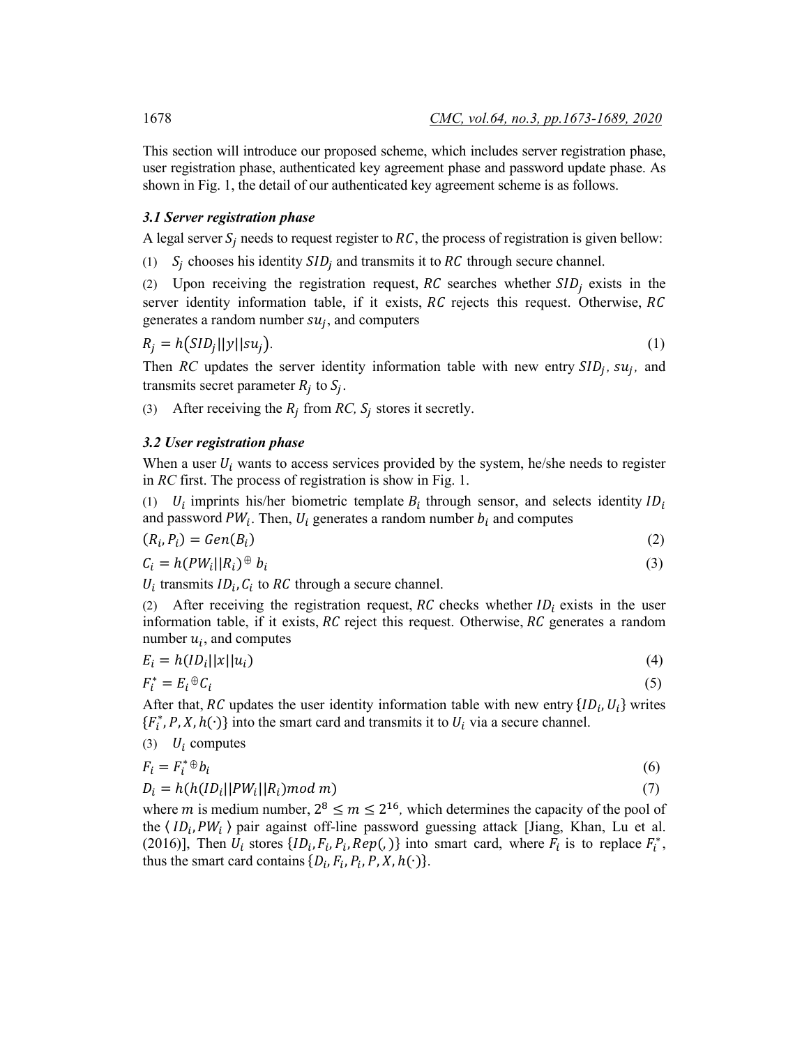This section will introduce our proposed scheme, which includes server registration phase, user registration phase, authenticated key agreement phase and password update phase. As shown in Fig. 1, the detail of our authenticated key agreement scheme is as follows.

### *3.1 Server registration phase*

A legal server $S_j$ needs to request register to $RC$, the process of registration is given bellow:

(1) $S_j$ chooses his identity $SID_j$ and transmits it to $RC$ through secure channel.

(2) Upon receiving the registration request, $RC$ searches whether $SID_j$ exists in the server identity information table, if it exists, $RC$ rejects this request. Otherwise, $RC$ generates a random number $su_j$, and computers

$$R_j = h(SID_j||y||su_j). \tag{1}$$

Then $RC$ updates the server identity information table with new entry $SID_j$, $su_j$, and transmits secret parameter $R_j$ to $S_j$.

(3) After receiving the $R_j$ from $RC$, $S_j$ stores it secretly.

### *3.2 User registration phase*

When a user $U_i$ wants to access services provided by the system, he/she needs to register in $RC$ first. The process of registration is show in Fig. 1.

(1) $U_i$ imprints his/her biometric template $B_i$ through sensor, and selects identity $ID_i$ and password $PW_i$. Then, $U_i$ generates a random number $b_i$ and computes

$$(R_i, P_i) = Gen(B_i) \tag{2}$$

$$C_i = h(PW_i||R_i) \oplus b_i \tag{3}$$

$U_i$ transmits $ID_i, C_i$ to $RC$ through a secure channel.

(2) After receiving the registration request, $RC$ checks whether $ID_i$ exists in the user information table, if it exists, $RC$ reject this request. Otherwise, $RC$ generates a random number $u_i$, and computes

$$E_i = h(ID_i||x||u_i) \tag{4}$$

$$F_i^* = E_i \oplus C_i \tag{5}$$

After that, $RC$ updates the user identity information table with new entry $\{ID_i, U_i\}$ writes $\{F_i^*, P, X, h(\cdot)\}$ into the smart card and transmits it to $U_i$ via a secure channel.

(3) $U_i$ computes

$$F_i = F_i^* \oplus b_i \tag{6}$$

$$D_i = h(h(ID_i||PW_i||R_i) mod\ m) \tag{7}$$

where $m$ is medium number, $2^8 \leq m \leq 2^{16}$, which determines the capacity of the pool of the $\langle ID_i, PW_i \rangle$ pair against off-line password guessing attack [Jiang, Khan, Lu et al. (2016)], Then $U_i$ stores $\{ID_i, F_i, P_i, Rep(,)\}$ into smart card, where $F_i$ is to replace $F_i^*$, thus the smart card contains $\{D_i, F_i, P_i, P, X, h(\cdot)\}$.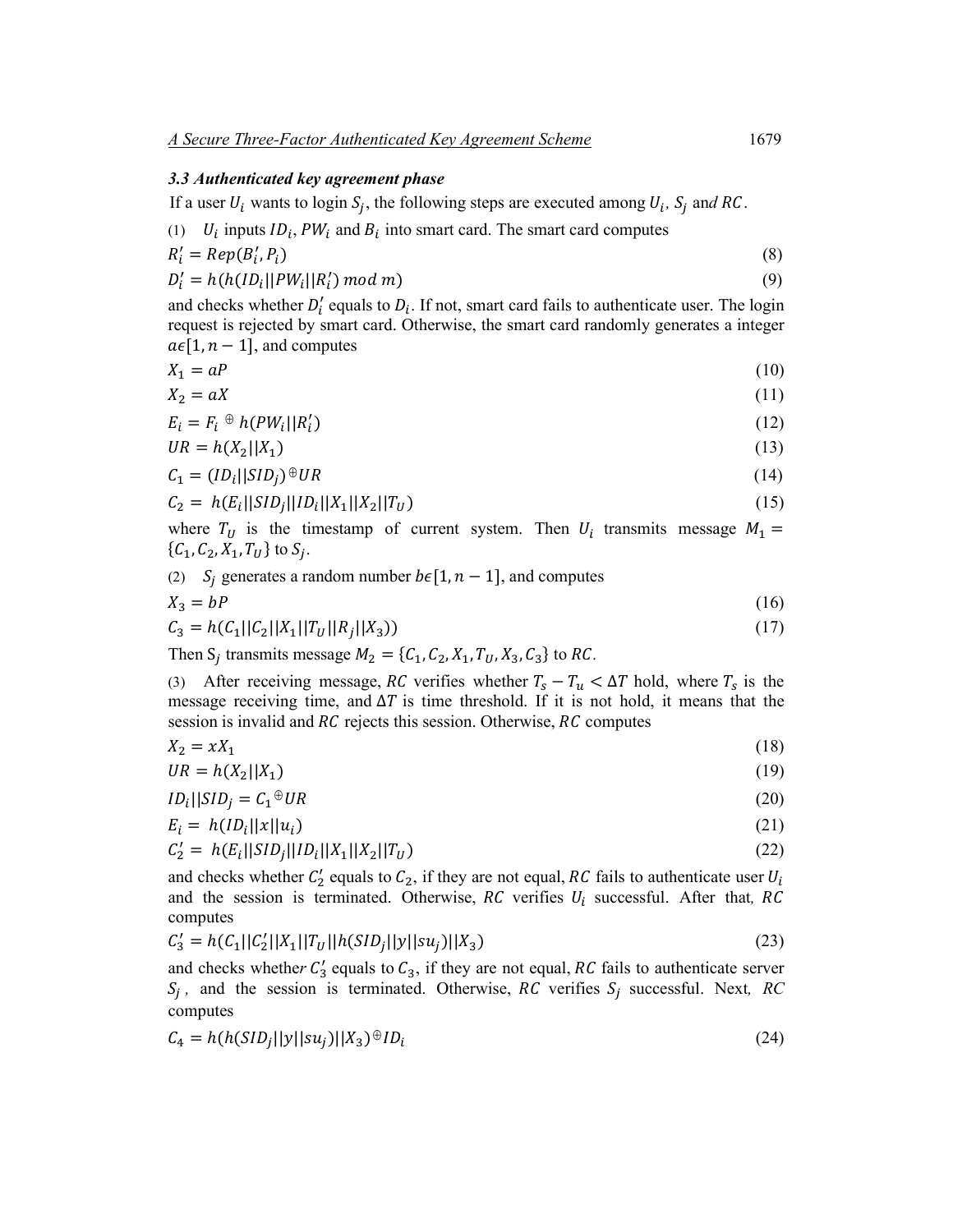### *3.3 Authenticated key agreement phase*

If a user $U_i$ wants to login $S_j$, the following steps are executed among $U_i$, $S_j$ and $RC$.

(1) $U_i$ inputs $ID_i$, $PW_i$ and $B_i$ into smart card. The smart card computes

$$R_i' = Rep(B_i', P_i) \tag{8}$$

$$D_i' = h(h(ID_i||PW_i||R_i') \bmod m) \tag{9}$$

and checks whether $D_i'$ equals to $D_i$. If not, smart card fails to authenticate user. The login request is rejected by smart card. Otherwise, the smart card randomly generates a integer $a\epsilon[1, n-1]$, and computes

$$X_1 = aP \tag{10}$$

$$X_2 = aX \tag{11}$$

$$E_i = F_i \oplus h(PW_i||R_i') \tag{12}$$

$$UR = h(X_2||X_1) \tag{13}$$

$$C_1 = (ID_i||SID_j) \oplus UR \tag{14}$$

$$C_2 = h(E_i||SID_j||ID_i||X_1||X_2||T_U) \tag{15}$$

where $T_U$ is the timestamp of current system. Then $U_i$ transmits message $M_1 = \{C_1, C_2, X_1, T_U\}$ to $S_j$.

(2) $S_j$ generates a random number $b\epsilon[1, n-1]$, and computes

$$X_3 = bP \tag{16}$$

$$C_3 = h(C_1||C_2||X_1||T_U||R_j||X_3)) \tag{17}$$

Then $S_j$ transmits message $M_2 = \{C_1, C_2, X_1, T_U, X_3, C_3\}$ to $RC$.

(3) After receiving message, $RC$ verifies whether $T_s - T_u < \Delta T$ hold, where $T_s$ is the message receiving time, and $\Delta T$ is time threshold. If it is not hold, it means that the session is invalid and $RC$ rejects this session. Otherwise, $RC$ computes

$$X_2 = xX_1 \tag{18}$$

$$UR = h(X_2||X_1) \tag{19}$$

$$ID_i||SID_j = C_1 \oplus UR \tag{20}$$

$$E_i = h(ID_i||x||u_i) \tag{21}$$

$$C_2' = h(E_i||SID_j||ID_i||X_1||X_2||T_U) \tag{22}$$

and checks whether $C_2'$ equals to $C_2$, if they are not equal, $RC$ fails to authenticate user $U_i$ and the session is terminated. Otherwise, $RC$ verifies $U_i$ successful. After that, $RC$ computes

$$C_3' = h(C_1||C_2'||X_1||T_U||h(SID_j||y||su_j)||X_3) \tag{23}$$

and checks whether $C_3'$ equals to $C_3$, if they are not equal, $RC$ fails to authenticate server $S_j$, and the session is terminated. Otherwise, $RC$ verifies $S_j$ successful. Next, $RC$ computes

$$C_4 = h(h(SID_j||y||su_j)||X_3) \oplus ID_i \tag{24}$$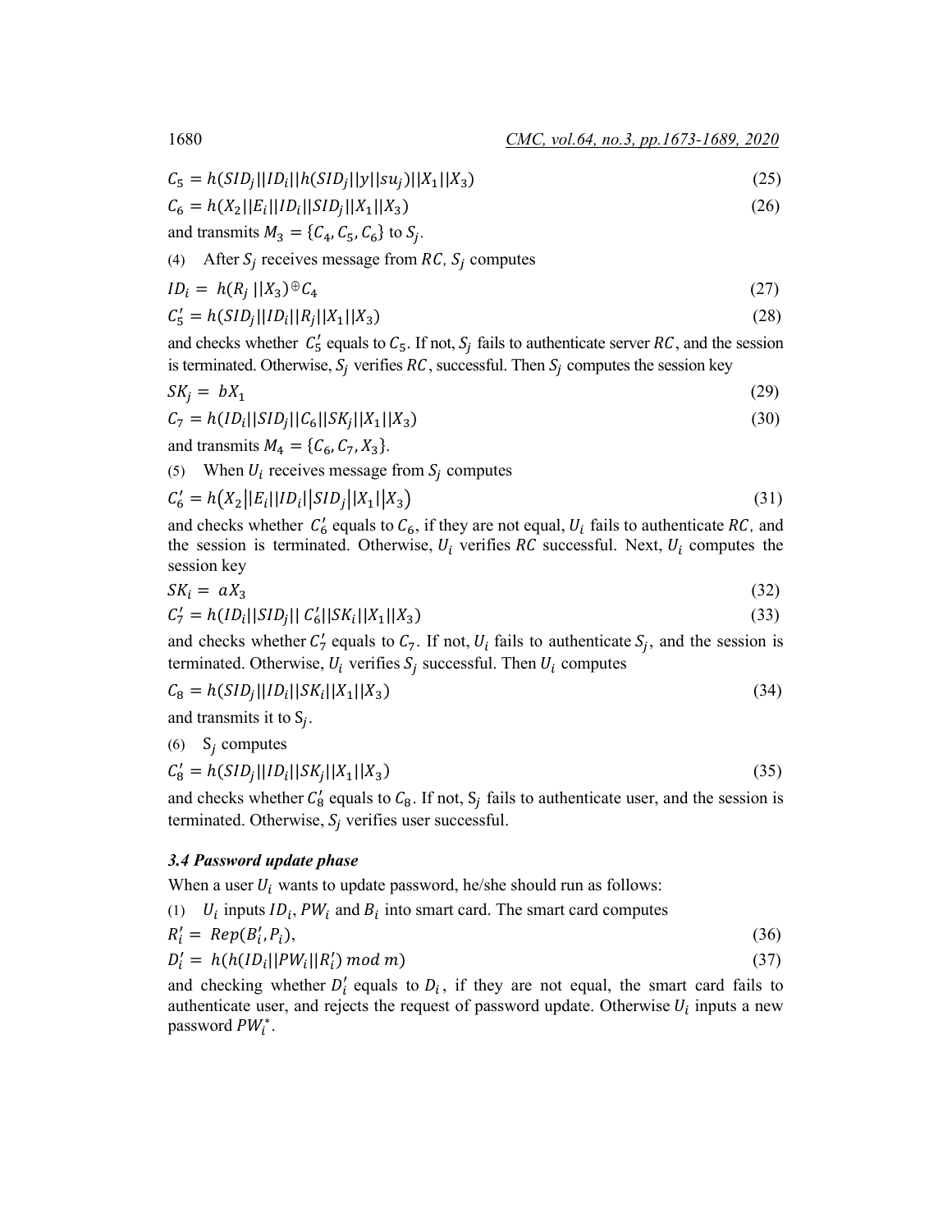$$C_5 = h(SID_j||ID_i||h(SID_j||y||su_j)||X_1||X_3) \tag{25}$$

$$C_6 = h(X_2||E_i||ID_i||SID_j||X_1||X_3) \tag{26}$$

and transmits $M_3 = \{C_4, C_5, C_6\}$ to $S_j$.

(4) After $S_j$ receives message from $RC$, $S_j$ computes

$$ID_i = h(R_j||X_3) \oplus C_4 \tag{27}$$

$$C_5' = h(SID_j||ID_i||R_j||X_1||X_3) \tag{28}$$

and checks whether $C_5'$ equals to $C_5$. If not, $S_j$ fails to authenticate server $RC$, and the session is terminated. Otherwise, $S_j$ verifies $RC$, successful. Then $S_j$ computes the session key

$$SK_j = bX_1 \tag{29}$$

$$C_7 = h(ID_i||SID_j||C_6||SK_j||X_1||X_3) \tag{30}$$

and transmits $M_4 = \{C_6, C_7, X_3\}$.

(5) When $U_i$ receives message from $S_j$ computes

$$C_6' = h(X_2||E_i||ID_i||SID_j||X_1||X_3) \tag{31}$$

and checks whether $C_6'$ equals to $C_6$, if they are not equal, $U_i$ fails to authenticate $RC$, and the session is terminated. Otherwise, $U_i$ verifies $RC$ successful. Next, $U_i$ computes the session key

$$SK_i = aX_3 \tag{32}$$

$$C_7' = h(ID_i||SID_j||C_6'||SK_i||X_1||X_3) \tag{33}$$

and checks whether $C_7'$ equals to $C_7$. If not, $U_i$ fails to authenticate $S_j$, and the session is terminated. Otherwise, $U_i$ verifies $S_j$ successful. Then $U_i$ computes

$$C_8 = h(SID_j||ID_i||SK_i||X_1||X_3) \tag{34}$$

and transmits it to $S_j$.

(6) $S_j$ computes

$$C_8' = h(SID_j||ID_i||SK_j||X_1||X_3) \tag{35}$$

and checks whether $C_8'$ equals to $C_8$. If not, $S_j$ fails to authenticate user, and the session is terminated. Otherwise, $S_j$ verifies user successful.

### *3.4 Password update phase*

When a user $U_i$ wants to update password, he/she should run as follows:

(1) $U_i$ inputs $ID_i$, $PW_i$ and $B_i$ into smart card. The smart card computes

$$R_i' = Rep(B_i', P_i), \tag{36}$$

$$D_i' = h(h(ID_i||PW_i||R_i') \bmod m) \tag{37}$$

and checking whether $D_i'$ equals to $D_i$, if they are not equal, the smart card fails to authenticate user, and rejects the request of password update. Otherwise $U_i$ inputs a new password $PW_i^*$.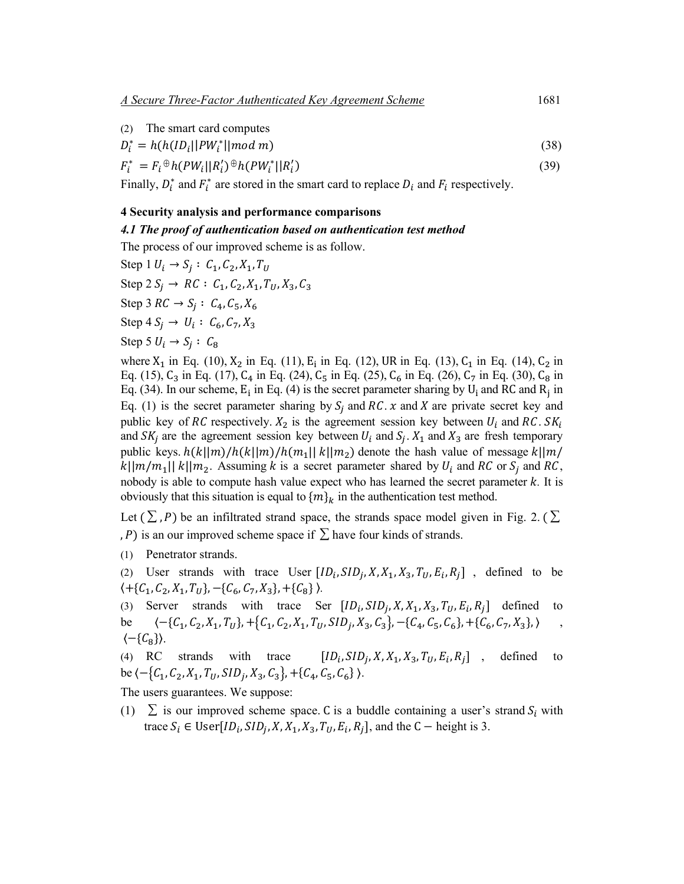(2) The smart card computes

$$D_i^* = h(h(ID_i||PW_i^*||mod\ m) \tag{38}$$

$$F_i^* = F_i \oplus h(PW_i||R_i') \oplus h(PW_i^*||R_i') \tag{39}$$

Finally, $D_i^*$ and $F_i^*$ are stored in the smart card to replace $D_i$ and $F_i$ respectively.

## 4 Security analysis and performance comparisons

### *4.1 The proof of authentication based on authentication test method*

The process of our improved scheme is as follow.

Step 1 $U_i \rightarrow S_j:\ C_1, C_2, X_1, T_U$

Step 2 $S_j \rightarrow\ RC:\ C_1, C_2, X_1, T_U, X_3, C_3$

Step 3 $RC \rightarrow S_j:\ C_4, C_5, X_6$

Step 4 $S_j \rightarrow\ U_i:\ C_6, C_7, X_3$

Step 5 $U_i \rightarrow S_j:\ C_8$

where $X_1$ in Eq. (10), $X_2$ in Eq. (11), $E_i$ in Eq. (12), UR in Eq. (13), $C_1$ in Eq. (14), $C_2$ in Eq. (15), $C_3$ in Eq. (17), $C_4$ in Eq. (24), $C_5$ in Eq. (25), $C_6$ in Eq. (26), $C_7$ in Eq. (30), $C_8$ in Eq. (34). In our scheme, $E_i$ in Eq. (4) is the secret parameter sharing by $U_i$ and RC and $R_j$ in Eq. (1) is the secret parameter sharing by $S_j$ and $RC$. $x$ and $X$ are private secret key and public key of $RC$ respectively. $X_2$ is the agreement session key between $U_i$ and $RC$. $SK_i$ and $SK_j$ are the agreement session key between $U_i$ and $S_j$. $X_1$ and $X_3$ are fresh temporary public keys. $h(k||m)/h(k||m)/h(m_1||\ k||m_2)$ denote the hash value of message $k||m/k||m/m_1||\ k||m_2$. Assuming $k$ is a secret parameter shared by $U_i$ and $RC$ or $S_j$ and $RC$, nobody is able to compute hash value expect who has learned the secret parameter $k$. It is obviously that this situation is equal to $\{m\}_k$ in the authentication test method.

Let $(\sum, P)$ be an infiltrated strand space, the strands space model given in Fig. 2. $(\sum, P)$ is an our improved scheme space if $\sum$ have four kinds of strands.

(1) Penetrator strands.

(2) User strands with trace User $[ID_i, SID_j, X, X_1, X_3, T_U, E_i, R_j]$, defined to be $\langle +\{C_1, C_2, X_1, T_U\}, -\{C_6, C_7, X_3\}, +\{C_8\}\rangle$.

(3) Server strands with trace Ser $[ID_i, SID_j, X, X_1, X_3, T_U, E_i, R_j]$ defined to be $\langle -\{C_1, C_2, X_1, T_U\}, +\{C_1, C_2, X_1, T_U, SID_j, X_3, C_3\}, -\{C_4, C_5, C_6\}, +\{C_6, C_7, X_3\}, \rangle$, $\langle -\{C_8\}\rangle$.

(4) RC strands with trace $[ID_i, SID_j, X, X_1, X_3, T_U, E_i, R_j]$, defined to be $\langle -\{C_1, C_2, X_1, T_U, SID_j, X_3, C_3\}, +\{C_4, C_5, C_6\}\rangle$.

The users guarantees. We suppose:

(1) $\sum$ is our improved scheme space. C is a buddle containing a user's strand $S_i$ with trace $S_i \in$ User$[ID_i, SID_j, X, X_1, X_3, T_U, E_i, R_j]$, and the C − height is 3.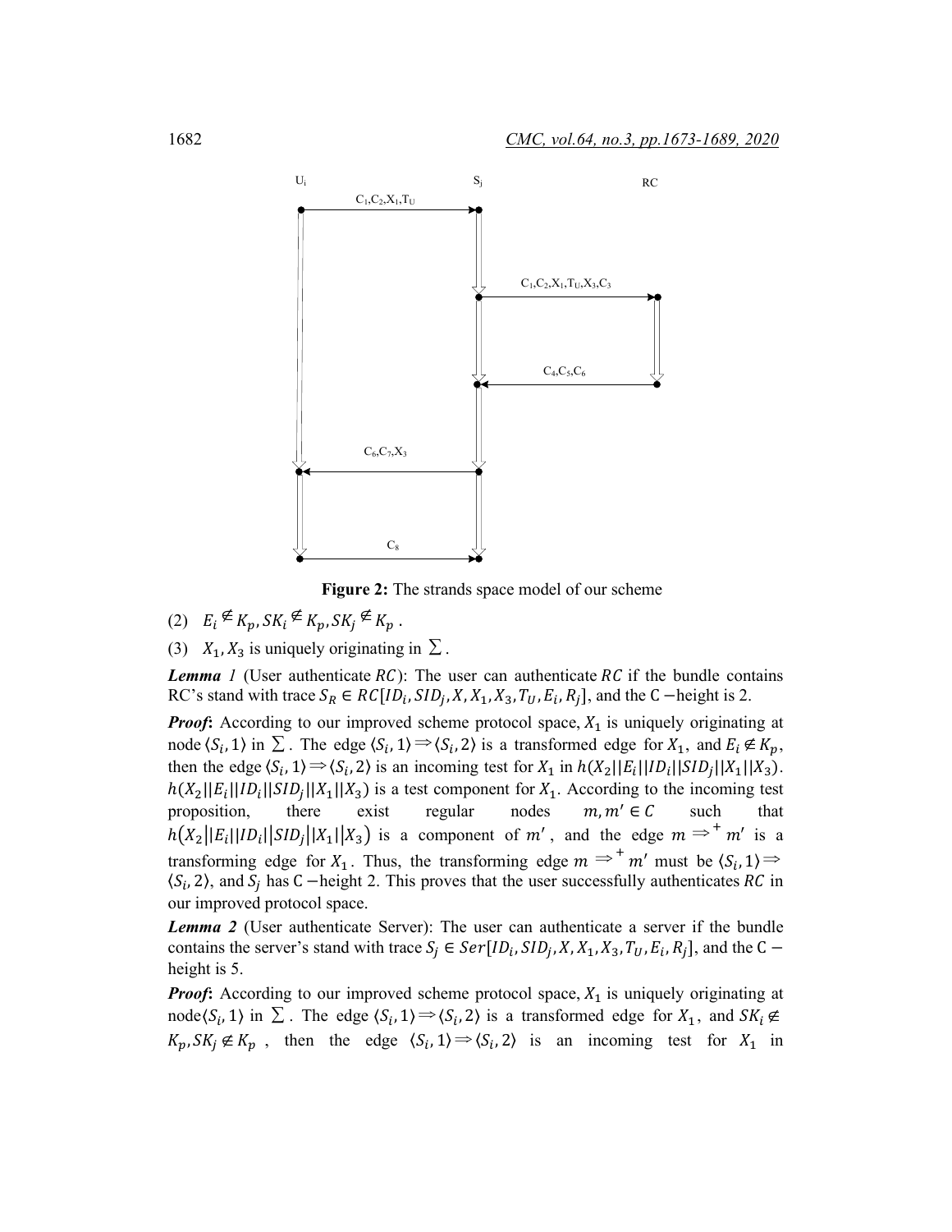**Figure 2:** The strands space model of our scheme

(2) $E_i \notin K_p, SK_i \notin K_p, SK_j \notin K_p$ .

(3) $X_1, X_3$ is uniquely originating in $\sum$ .

***Lemma 1*** (User authenticate $RC$): The user can authenticate $RC$ if the bundle contains RC's stand with trace $S_R \in RC[ID_i, SID_j, X, X_1, X_3, T_U, E_i, R_j]$, and the $\mathrm{C}$ −height is 2.

***Proof***: According to our improved scheme protocol space, $X_1$ is uniquely originating at node $\langle S_i, 1\rangle$ in $\sum$. The edge $\langle S_i, 1\rangle \Rightarrow \langle S_i, 2\rangle$ is a transformed edge for $X_1$, and $E_i \notin K_p$, then the edge $\langle S_i, 1\rangle \Rightarrow \langle S_i, 2\rangle$ is an incoming test for $X_1$ in $h(X_2||E_i||ID_i||SID_j||X_1||X_3)$. $h(X_2||E_i||ID_i||SID_j||X_1||X_3)$ is a test component for $X_1$. According to the incoming test proposition, there exist regular nodes $m, m' \in C$ such that $h(X_2||E_i||ID_i||SID_j||X_1||X_3)$ is a component of $m'$, and the edge $m \Rightarrow^+ m'$ is a transforming edge for $X_1$. Thus, the transforming edge $m \Rightarrow^+ m'$ must be $\langle S_i, 1\rangle \Rightarrow \langle S_i, 2\rangle$, and $S_j$ has $\mathrm{C}$ −height 2. This proves that the user successfully authenticates $RC$ in our improved protocol space.

***Lemma 2*** (User authenticate Server): The user can authenticate a server if the bundle contains the server's stand with trace $S_j \in Ser[ID_i, SID_j, X, X_1, X_3, T_U, E_i, R_j]$, and the $\mathrm{C}$ −height is 5.

***Proof***: According to our improved scheme protocol space, $X_1$ is uniquely originating at node$\langle S_i, 1\rangle$ in $\sum$. The edge $\langle S_i, 1\rangle \Rightarrow \langle S_i, 2\rangle$ is a transformed edge for $X_1$, and $SK_i \notin K_p, SK_j \notin K_p$, then the edge $\langle S_i, 1\rangle \Rightarrow \langle S_i, 2\rangle$ is an incoming test for $X_1$ in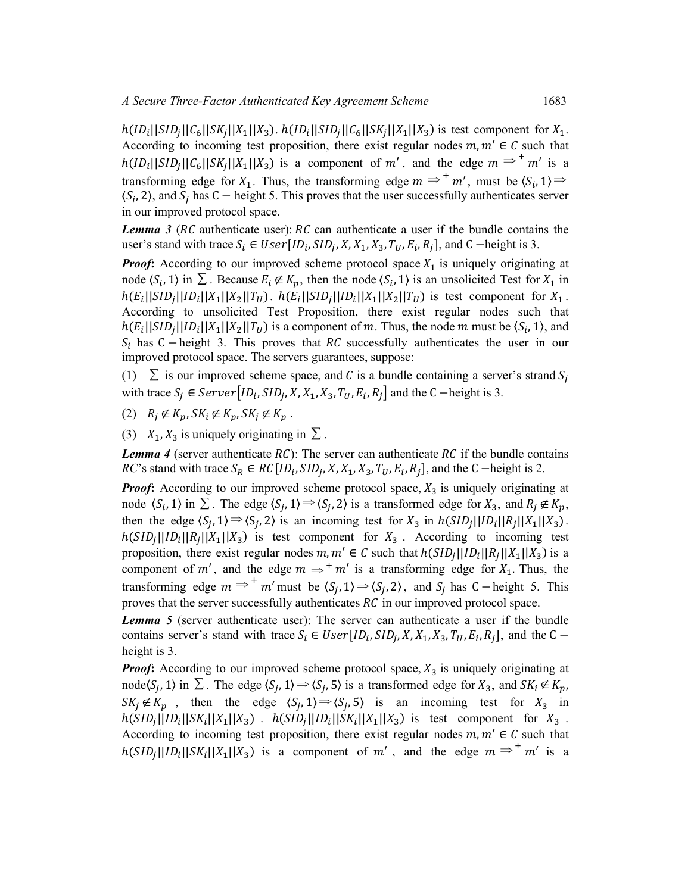$h(ID_i||SID_j||C_6||SK_j||X_1||X_3)$. $h(ID_i||SID_j||C_6||SK_j||X_1||X_3)$ is test component for $X_1$. According to incoming test proposition, there exist regular nodes $m, m' \in C$ such that $h(ID_i||SID_j||C_6||SK_j||X_1||X_3)$ is a component of $m'$, and the edge $m \Rightarrow^+ m'$ is a transforming edge for $X_1$. Thus, the transforming edge $m \Rightarrow^+ m'$, must be $\langle S_i, 1\rangle \Rightarrow \langle S_i, 2\rangle$, and $S_j$ has $\mathrm{C}-$ height 5. This proves that the user successfully authenticates server in our improved protocol space.

***Lemma 3*** ($RC$ authenticate user): $RC$ can authenticate a user if the bundle contains the user's stand with trace $S_i \in User[ID_i, SID_j, X, X_1, X_3, T_U, E_i, R_j]$, and $\mathrm{C}-$height is 3.

***Proof*:** According to our improved scheme protocol space $X_1$ is uniquely originating at node $\langle S_i, 1\rangle$ in $\sum$. Because $E_i \notin K_p$, then the node $\langle S_i, 1\rangle$ is an unsolicited Test for $X_1$ in $h(E_i||SID_j||ID_i||X_1||X_2||T_U)$. $h(E_i||SID_j||ID_i||X_1||X_2||T_U)$ is test component for $X_1$. According to unsolicited Test Proposition, there exist regular nodes such that $h(E_i||SID_j||ID_i||X_1||X_2||T_U)$ is a component of $m$. Thus, the node $m$ must be $\langle S_i, 1\rangle$, and $S_i$ has $\mathrm{C}-$height 3. This proves that $RC$ successfully authenticates the user in our improved protocol space. The servers guarantees, suppose:

(1) $\sum$ is our improved scheme space, and $C$ is a bundle containing a server's strand $S_j$ with trace $S_j \in Server[ID_i, SID_j, X, X_1, X_3, T_U, E_i, R_j]$ and the $\mathrm{C}-$height is 3.

(2) $R_j \notin K_p, SK_i \notin K_p, SK_j \notin K_p$.

(3) $X_1, X_3$ is uniquely originating in $\sum$.

***Lemma 4*** (server authenticate $RC$): The server can authenticate $RC$ if the bundle contains $RC$'s stand with trace $S_R \in RC[ID_i, SID_j, X, X_1, X_3, T_U, E_i, R_j]$, and the $\mathrm{C}-$height is 2.

***Proof*:** According to our improved scheme protocol space, $X_3$ is uniquely originating at node $\langle S_i, 1\rangle$ in $\sum$. The edge $\langle S_j, 1\rangle \Rightarrow \langle S_j, 2\rangle$ is a transformed edge for $X_3$, and $R_j \notin K_p$, then the edge $\langle S_j, 1\rangle \Rightarrow \langle S_j, 2\rangle$ is an incoming test for $X_3$ in $h(SID_j||ID_i||R_j||X_1||X_3)$. $h(SID_j||ID_i||R_j||X_1||X_3)$ is test component for $X_3$. According to incoming test proposition, there exist regular nodes $m, m' \in C$ such that $h(SID_j||ID_i||R_j||X_1||X_3)$ is a component of $m'$, and the edge $m \Rightarrow^+ m'$ is a transforming edge for $X_1$. Thus, the transforming edge $m \Rightarrow^+ m'$ must be $\langle S_j, 1\rangle \Rightarrow \langle S_j, 2\rangle$, and $S_j$ has $\mathrm{C}-$height 5. This proves that the server successfully authenticates $RC$ in our improved protocol space.

***Lemma 5*** (server authenticate user): The server can authenticate a user if the bundle contains server's stand with trace $S_i \in User[ID_i, SID_j, X, X_1, X_3, T_U, E_i, R_j]$, and the $\mathrm{C}-$height is 3.

***Proof*:** According to our improved scheme protocol space, $X_3$ is uniquely originating at node $\langle S_j, 1\rangle$ in $\sum$. The edge $\langle S_j, 1\rangle \Rightarrow \langle S_j, 5\rangle$ is a transformed edge for $X_3$, and $SK_i \notin K_p$, $SK_j \notin K_p$, then the edge $\langle S_j, 1\rangle \Rightarrow \langle S_j, 5\rangle$ is an incoming test for $X_3$ in $h(SID_j||ID_i||SK_i||X_1||X_3)$. $h(SID_j||ID_i||SK_i||X_1||X_3)$ is test component for $X_3$. According to incoming test proposition, there exist regular nodes $m, m' \in C$ such that $h(SID_j||ID_i||SK_i||X_1||X_3)$ is a component of $m'$, and the edge $m \Rightarrow^+ m'$ is a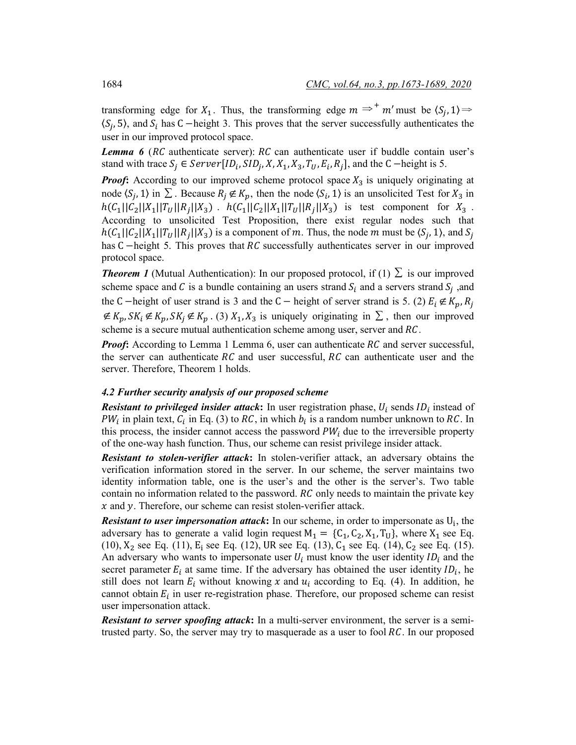transforming edge for $X_1$. Thus, the transforming edge $m \Rightarrow^{+} m'$ must be $\langle S_j, 1\rangle \Rightarrow \langle S_j, 5\rangle$, and $S_i$ has $\mathrm{C}$ −height 3. This proves that the server successfully authenticates the user in our improved protocol space.

***Lemma 6*** ($RC$ authenticate server): $RC$ can authenticate user if buddle contain user's stand with trace $S_j \in Server[ID_i, SID_j, X, X_1, X_3, T_U, E_i, R_j]$, and the $\mathrm{C}$ −height is 5.

***Proof*:** According to our improved scheme protocol space $X_3$ is uniquely originating at node $\langle S_j, 1\rangle$ in $\sum$. Because $R_j \notin K_p$, then the node $\langle S_i, 1\rangle$ is an unsolicited Test for $X_3$ in $h(C_1||C_2||X_1||T_U||R_j||X_3)$. $h(C_1||C_2||X_1||T_U||R_j||X_3)$ is test component for $X_3$. According to unsolicited Test Proposition, there exist regular nodes such that $h(C_1||C_2||X_1||T_U||R_j||X_3)$ is a component of $m$. Thus, the node $m$ must be $\langle S_j, 1\rangle$, and $S_j$ has $\mathrm{C}$ −height 5. This proves that $RC$ successfully authenticates server in our improved protocol space.

***Theorem 1*** (Mutual Authentication): In our proposed protocol, if (1) $\sum$ is our improved scheme space and $C$ is a bundle containing an users strand $S_i$ and a servers strand $S_j$ ,and the $\mathrm{C}$ −height of user strand is 3 and the $\mathrm{C}$ − height of server strand is 5. (2) $E_i \notin K_p, R_j \notin K_p, SK_i \notin K_p, SK_j \notin K_p$. (3) $X_1, X_3$ is uniquely originating in $\sum$, then our improved scheme is a secure mutual authentication scheme among user, server and $RC$.

***Proof*:** According to Lemma 1 Lemma 6, user can authenticate $RC$ and server successful, the server can authenticate $RC$ and user successful, $RC$ can authenticate user and the server. Therefore, Theorem 1 holds.

### *4.2 Further security analysis of our proposed scheme*

***Resistant to privileged insider attack*:** In user registration phase, $U_i$ sends $ID_i$ instead of $PW_i$ in plain text, $C_i$ in Eq. (3) to $RC$, in which $b_i$ is a random number unknown to $RC$. In this process, the insider cannot access the password $PW_i$ due to the irreversible property of the one-way hash function. Thus, our scheme can resist privilege insider attack.

***Resistant to stolen-verifier attack*:** In stolen-verifier attack, an adversary obtains the verification information stored in the server. In our scheme, the server maintains two identity information table, one is the user's and the other is the server's. Two table contain no information related to the password. $RC$ only needs to maintain the private key $x$ and $y$. Therefore, our scheme can resist stolen-verifier attack.

***Resistant to user impersonation attack*:** In our scheme, in order to impersonate as $\mathrm{U_i}$, the adversary has to generate a valid login request $\mathrm{M_1} = \{\mathrm{C_1}, \mathrm{C_2}, \mathrm{X_1}, \mathrm{T_U}\}$, where $\mathrm{X_1}$ see Eq. (10), $\mathrm{X_2}$ see Eq. (11), $\mathrm{E_i}$ see Eq. (12), UR see Eq. (13), $\mathrm{C_1}$ see Eq. (14), $\mathrm{C_2}$ see Eq. (15). An adversary who wants to impersonate user $U_i$ must know the user identity $ID_i$ and the secret parameter $E_i$ at same time. If the adversary has obtained the user identity $ID_i$, he still does not learn $E_i$ without knowing $x$ and $u_i$ according to Eq. (4). In addition, he cannot obtain $E_i$ in user re-registration phase. Therefore, our proposed scheme can resist user impersonation attack.

***Resistant to server spoofing attack*:** In a multi-server environment, the server is a semi-trusted party. So, the server may try to masquerade as a user to fool $RC$. In our proposed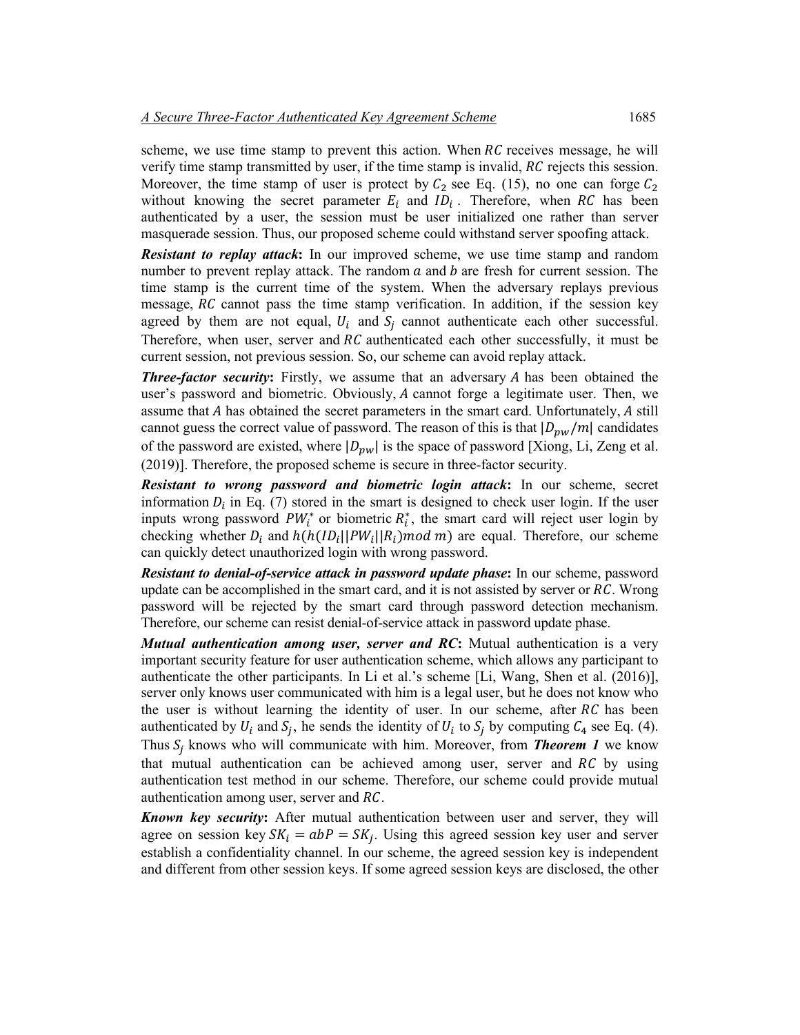scheme, we use time stamp to prevent this action. When $RC$ receives message, he will verify time stamp transmitted by user, if the time stamp is invalid, $RC$ rejects this session. Moreover, the time stamp of user is protect by $C_2$ see Eq. (15), no one can forge $C_2$ without knowing the secret parameter $E_i$ and $ID_i$. Therefore, when $RC$ has been authenticated by a user, the session must be user initialized one rather than server masquerade session. Thus, our proposed scheme could withstand server spoofing attack.

***Resistant to replay attack*:** In our improved scheme, we use time stamp and random number to prevent replay attack. The random $a$ and $b$ are fresh for current session. The time stamp is the current time of the system. When the adversary replays previous message, $RC$ cannot pass the time stamp verification. In addition, if the session key agreed by them are not equal, $U_i$ and $S_j$ cannot authenticate each other successful. Therefore, when user, server and $RC$ authenticated each other successfully, it must be current session, not previous session. So, our scheme can avoid replay attack.

***Three-factor security*:** Firstly, we assume that an adversary $A$ has been obtained the user's password and biometric. Obviously, $A$ cannot forge a legitimate user. Then, we assume that $A$ has obtained the secret parameters in the smart card. Unfortunately, $A$ still cannot guess the correct value of password. The reason of this is that $|D_{pw}/m|$ candidates of the password are existed, where $|D_{pw}|$ is the space of password [Xiong, Li, Zeng et al. (2019)]. Therefore, the proposed scheme is secure in three-factor security.

***Resistant to wrong password and biometric login attack*:** In our scheme, secret information $D_i$ in Eq. (7) stored in the smart is designed to check user login. If the user inputs wrong password $PW_i^*$ or biometric $R_i^*$, the smart card will reject user login by checking whether $D_i$ and $h(h(ID_i||PW_i||R_i) mod\ m)$ are equal. Therefore, our scheme can quickly detect unauthorized login with wrong password.

***Resistant to denial-of-service attack in password update phase*:** In our scheme, password update can be accomplished in the smart card, and it is not assisted by server or $RC$. Wrong password will be rejected by the smart card through password detection mechanism. Therefore, our scheme can resist denial-of-service attack in password update phase.

***Mutual authentication among user, server and RC*:** Mutual authentication is a very important security feature for user authentication scheme, which allows any participant to authenticate the other participants. In Li et al.'s scheme [Li, Wang, Shen et al. (2016)], server only knows user communicated with him is a legal user, but he does not know who the user is without learning the identity of user. In our scheme, after $RC$ has been authenticated by $U_i$ and $S_j$, he sends the identity of $U_i$ to $S_j$ by computing $C_4$ see Eq. (4). Thus $S_j$ knows who will communicate with him. Moreover, from ***Theorem 1*** we know that mutual authentication can be achieved among user, server and $RC$ by using authentication test method in our scheme. Therefore, our scheme could provide mutual authentication among user, server and $RC$.

***Known key security*:** After mutual authentication between user and server, they will agree on session key $SK_i = abP = SK_j$. Using this agreed session key user and server establish a confidentiality channel. In our scheme, the agreed session key is independent and different from other session keys. If some agreed session keys are disclosed, the other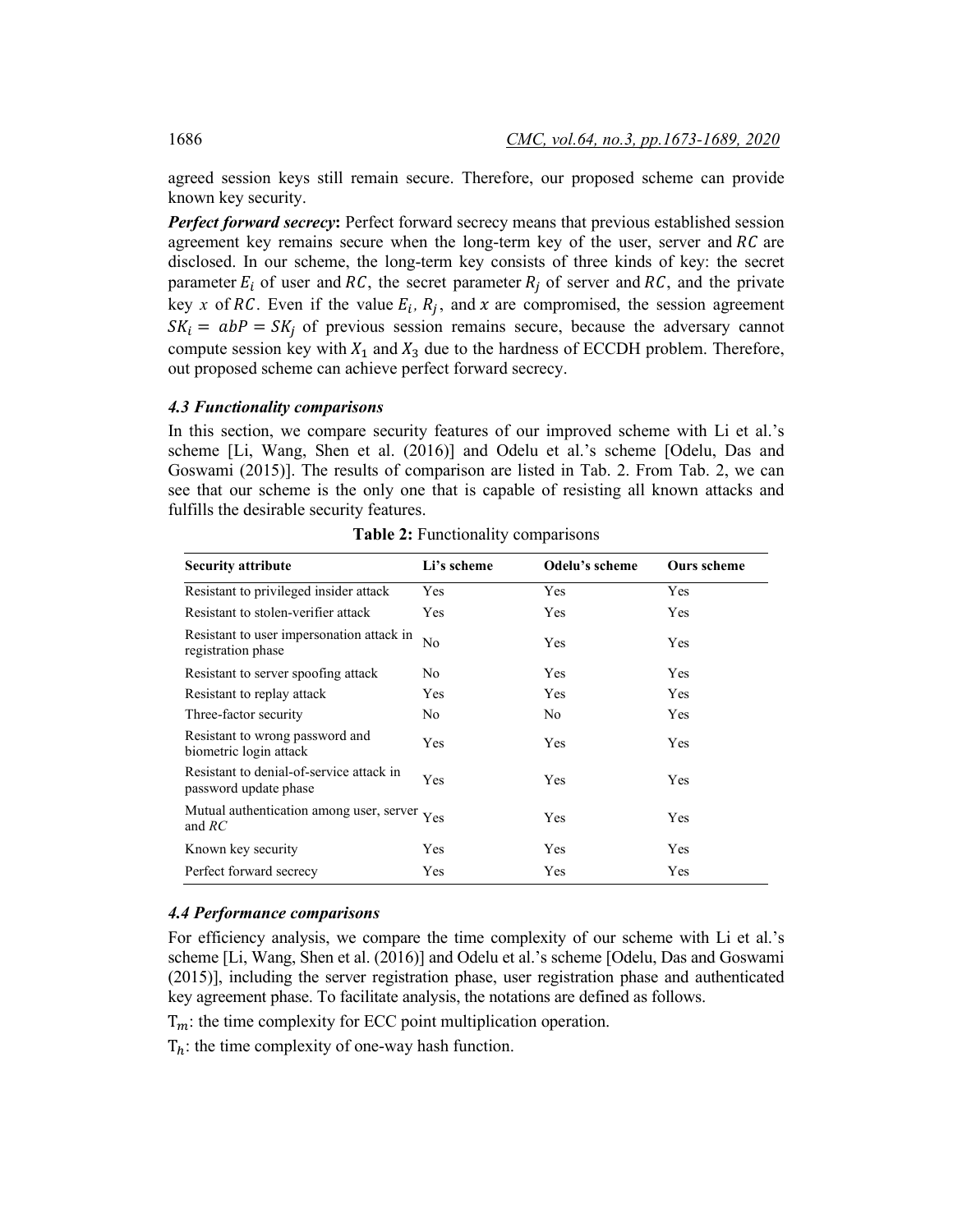agreed session keys still remain secure. Therefore, our proposed scheme can provide known key security.

***Perfect forward secrecy*:** Perfect forward secrecy means that previous established session agreement key remains secure when the long-term key of the user, server and $RC$ are disclosed. In our scheme, the long-term key consists of three kinds of key: the secret parameter $E_i$ of user and $RC$, the secret parameter $R_j$ of server and $RC$, and the private key $x$ of $RC$. Even if the value $E_i$, $R_j$, and $x$ are compromised, the session agreement $SK_i = abP = SK_j$ of previous session remains secure, because the adversary cannot compute session key with $X_1$ and $X_3$ due to the hardness of ECCDH problem. Therefore, out proposed scheme can achieve perfect forward secrecy.

### *4.3 Functionality comparisons*

In this section, we compare security features of our improved scheme with Li et al.'s scheme [Li, Wang, Shen et al. (2016)] and Odelu et al.'s scheme [Odelu, Das and Goswami (2015)]. The results of comparison are listed in Tab. 2. From Tab. 2, we can see that our scheme is the only one that is capable of resisting all known attacks and fulfills the desirable security features.

**Table 2:** Functionality comparisons

| Security attribute | Li's scheme | Odelu's scheme | Ours scheme |
|---|---|---|---|
| Resistant to privileged insider attack | Yes | Yes | Yes |
| Resistant to stolen-verifier attack | Yes | Yes | Yes |
| Resistant to user impersonation attack in registration phase | No | Yes | Yes |
| Resistant to server spoofing attack | No | Yes | Yes |
| Resistant to replay attack | Yes | Yes | Yes |
| Three-factor security | No | No | Yes |
| Resistant to wrong password and biometric login attack | Yes | Yes | Yes |
| Resistant to denial-of-service attack in password update phase | Yes | Yes | Yes |
| Mutual authentication among user, server and *RC* | Yes | Yes | Yes |
| Known key security | Yes | Yes | Yes |
| Perfect forward secrecy | Yes | Yes | Yes |

### *4.4 Performance comparisons*

For efficiency analysis, we compare the time complexity of our scheme with Li et al.'s scheme [Li, Wang, Shen et al. (2016)] and Odelu et al.'s scheme [Odelu, Das and Goswami (2015)], including the server registration phase, user registration phase and authenticated key agreement phase. To facilitate analysis, the notations are defined as follows.

$T_m$: the time complexity for ECC point multiplication operation.

$T_h$: the time complexity of one-way hash function.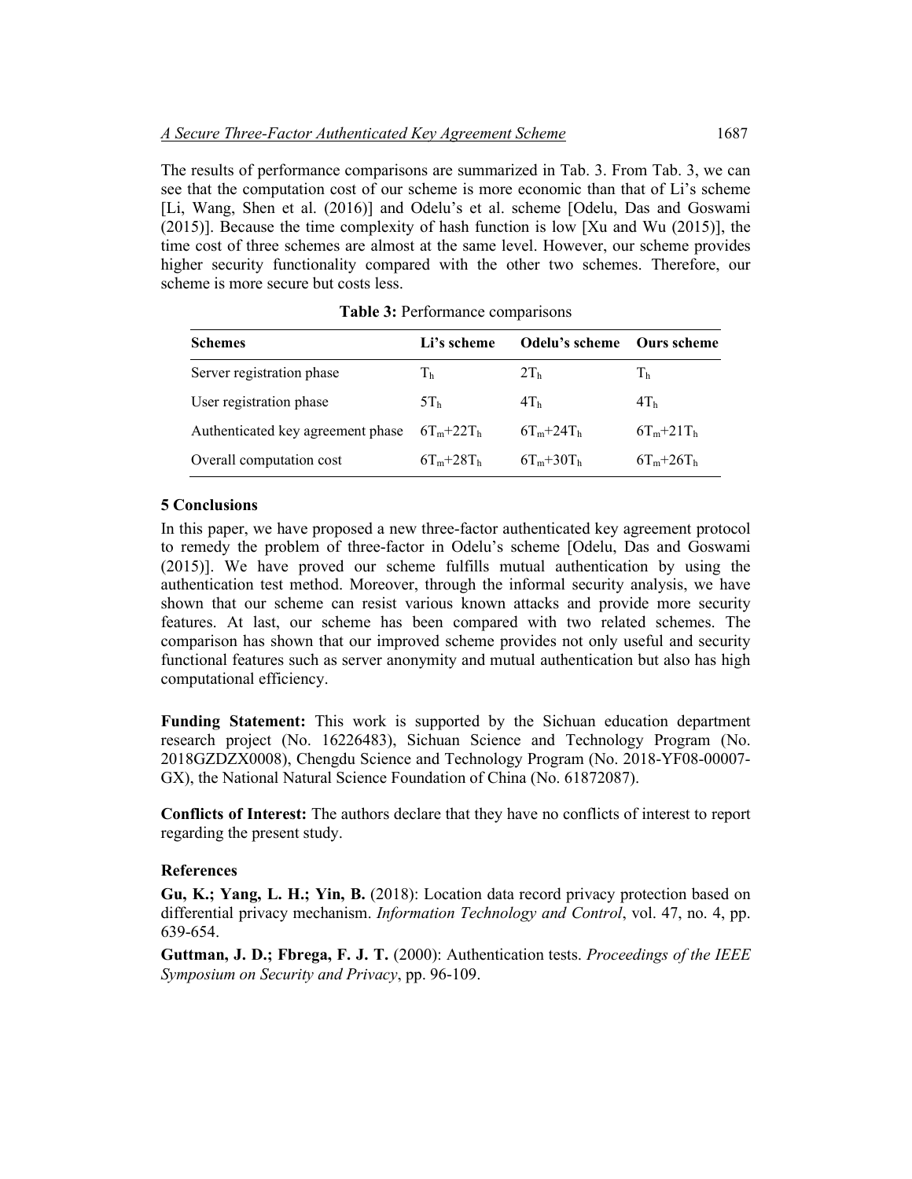The results of performance comparisons are summarized in Tab. 3. From Tab. 3, we can see that the computation cost of our scheme is more economic than that of Li's scheme [Li, Wang, Shen et al. (2016)] and Odelu's et al. scheme [Odelu, Das and Goswami (2015)]. Because the time complexity of hash function is low [Xu and Wu (2015)], the time cost of three schemes are almost at the same level. However, our scheme provides higher security functionality compared with the other two schemes. Therefore, our scheme is more secure but costs less.

**Table 3:** Performance comparisons

| Schemes | Li's scheme | Odelu's scheme | Ours scheme |
| --- | --- | --- | --- |
| Server registration phase | $T_h$ | $2T_h$ | $T_h$ |
| User registration phase | $5T_h$ | $4T_h$ | $4T_h$ |
| Authenticated key agreement phase | $6T_m+22T_h$ | $6T_m+24T_h$ | $6T_m+21T_h$ |
| Overall computation cost | $6T_m+28T_h$ | $6T_m+30T_h$ | $6T_m+26T_h$ |

## 5 Conclusions

In this paper, we have proposed a new three-factor authenticated key agreement protocol to remedy the problem of three-factor in Odelu's scheme [Odelu, Das and Goswami (2015)]. We have proved our scheme fulfills mutual authentication by using the authentication test method. Moreover, through the informal security analysis, we have shown that our scheme can resist various known attacks and provide more security features. At last, our scheme has been compared with two related schemes. The comparison has shown that our improved scheme provides not only useful and security functional features such as server anonymity and mutual authentication but also has high computational efficiency.

**Funding Statement:** This work is supported by the Sichuan education department research project (No. 16226483), Sichuan Science and Technology Program (No. 2018GZDZX0008), Chengdu Science and Technology Program (No. 2018-YF08-00007-GX), the National Natural Science Foundation of China (No. 61872087).

**Conflicts of Interest:** The authors declare that they have no conflicts of interest to report regarding the present study.

## References

**Gu, K.; Yang, L. H.; Yin, B.** (2018): Location data record privacy protection based on differential privacy mechanism. *Information Technology and Control*, vol. 47, no. 4, pp. 639-654.

**Guttman, J. D.; Fbrega, F. J. T.** (2000): Authentication tests. *Proceedings of the IEEE Symposium on Security and Privacy*, pp. 96-109.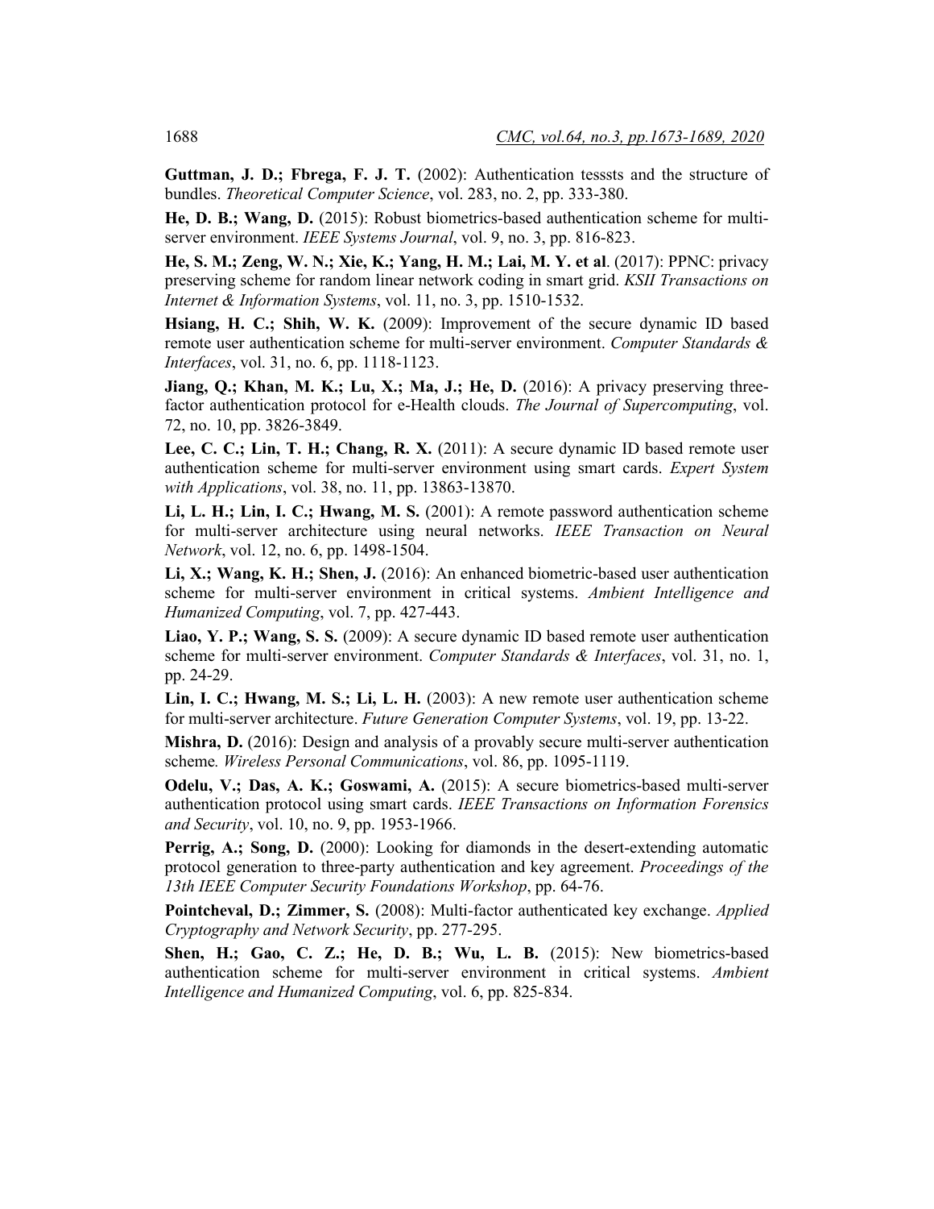**Guttman, J. D.; Fbrega, F. J. T.** (2002): Authentication tesssts and the structure of bundles. *Theoretical Computer Science*, vol. 283, no. 2, pp. 333-380.

**He, D. B.; Wang, D.** (2015): Robust biometrics-based authentication scheme for multi-server environment. *IEEE Systems Journal*, vol. 9, no. 3, pp. 816-823.

**He, S. M.; Zeng, W. N.; Xie, K.; Yang, H. M.; Lai, M. Y. et al**. (2017): PPNC: privacy preserving scheme for random linear network coding in smart grid. *KSII Transactions on Internet & Information Systems*, vol. 11, no. 3, pp. 1510-1532.

**Hsiang, H. C.; Shih, W. K.** (2009): Improvement of the secure dynamic ID based remote user authentication scheme for multi-server environment. *Computer Standards & Interfaces*, vol. 31, no. 6, pp. 1118-1123.

**Jiang, Q.; Khan, M. K.; Lu, X.; Ma, J.; He, D.** (2016): A privacy preserving three-factor authentication protocol for e-Health clouds. *The Journal of Supercomputing*, vol. 72, no. 10, pp. 3826-3849.

**Lee, C. C.; Lin, T. H.; Chang, R. X.** (2011): A secure dynamic ID based remote user authentication scheme for multi-server environment using smart cards. *Expert System with Applications*, vol. 38, no. 11, pp. 13863-13870.

**Li, L. H.; Lin, I. C.; Hwang, M. S.** (2001): A remote password authentication scheme for multi-server architecture using neural networks. *IEEE Transaction on Neural Network*, vol. 12, no. 6, pp. 1498-1504.

**Li, X.; Wang, K. H.; Shen, J.** (2016): An enhanced biometric-based user authentication scheme for multi-server environment in critical systems. *Ambient Intelligence and Humanized Computing*, vol. 7, pp. 427-443.

**Liao, Y. P.; Wang, S. S.** (2009): A secure dynamic ID based remote user authentication scheme for multi-server environment. *Computer Standards & Interfaces*, vol. 31, no. 1, pp. 24-29.

**Lin, I. C.; Hwang, M. S.; Li, L. H.** (2003): A new remote user authentication scheme for multi-server architecture. *Future Generation Computer Systems*, vol. 19, pp. 13-22.

**Mishra, D.** (2016): Design and analysis of a provably secure multi-server authentication scheme*. Wireless Personal Communications*, vol. 86, pp. 1095-1119.

**Odelu, V.; Das, A. K.; Goswami, A.** (2015): A secure biometrics-based multi-server authentication protocol using smart cards. *IEEE Transactions on Information Forensics and Security*, vol. 10, no. 9, pp. 1953-1966.

**Perrig, A.; Song, D.** (2000): Looking for diamonds in the desert-extending automatic protocol generation to three-party authentication and key agreement. *Proceedings of the 13th IEEE Computer Security Foundations Workshop*, pp. 64-76.

**Pointcheval, D.; Zimmer, S.** (2008): Multi-factor authenticated key exchange. *Applied Cryptography and Network Security*, pp. 277-295.

**Shen, H.; Gao, C. Z.; He, D. B.; Wu, L. B.** (2015): New biometrics-based authentication scheme for multi-server environment in critical systems. *Ambient Intelligence and Humanized Computing*, vol. 6, pp. 825-834.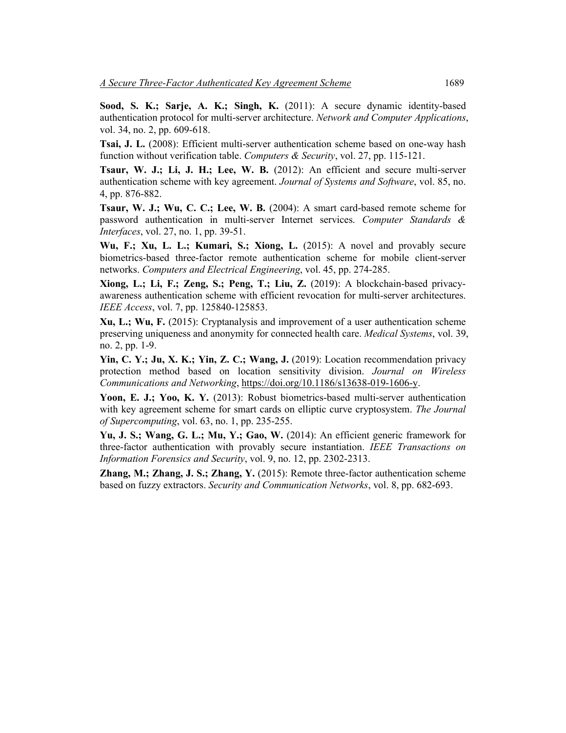**Sood, S. K.; Sarje, A. K.; Singh, K.** (2011): A secure dynamic identity-based authentication protocol for multi-server architecture. *Network and Computer Applications*, vol. 34, no. 2, pp. 609-618.

**Tsai, J. L.** (2008): Efficient multi-server authentication scheme based on one-way hash function without verification table. *Computers & Security*, vol. 27, pp. 115-121.

**Tsaur, W. J.; Li, J. H.; Lee, W. B.** (2012): An efficient and secure multi-server authentication scheme with key agreement. *Journal of Systems and Software*, vol. 85, no. 4, pp. 876-882.

**Tsaur, W. J.; Wu, C. C.; Lee, W. B.** (2004): A smart card-based remote scheme for password authentication in multi-server Internet services. *Computer Standards & Interfaces*, vol. 27, no. 1, pp. 39-51.

**Wu, F.; Xu, L. L.; Kumari, S.; Xiong, L.** (2015): A novel and provably secure biometrics-based three-factor remote authentication scheme for mobile client-server networks. *Computers and Electrical Engineering*, vol. 45, pp. 274-285.

**Xiong, L.; Li, F.; Zeng, S.; Peng, T.; Liu, Z.** (2019): A blockchain-based privacy-awareness authentication scheme with efficient revocation for multi-server architectures. *IEEE Access*, vol. 7, pp. 125840-125853.

**Xu, L.; Wu, F.** (2015): Cryptanalysis and improvement of a user authentication scheme preserving uniqueness and anonymity for connected health care. *Medical Systems*, vol. 39, no. 2, pp. 1-9.

**Yin, C. Y.; Ju, X. K.; Yin, Z. C.; Wang, J.** (2019): Location recommendation privacy protection method based on location sensitivity division. *Journal on Wireless Communications and Networking*, https://doi.org/10.1186/s13638-019-1606-y.

**Yoon, E. J.; Yoo, K. Y.** (2013): Robust biometrics-based multi-server authentication with key agreement scheme for smart cards on elliptic curve cryptosystem. *The Journal of Supercomputing*, vol. 63, no. 1, pp. 235-255.

**Yu, J. S.; Wang, G. L.; Mu, Y.; Gao, W.** (2014): An efficient generic framework for three-factor authentication with provably secure instantiation. *IEEE Transactions on Information Forensics and Security*, vol. 9, no. 12, pp. 2302-2313.

**Zhang, M.; Zhang, J. S.; Zhang, Y.** (2015): Remote three-factor authentication scheme based on fuzzy extractors. *Security and Communication Networks*, vol. 8, pp. 682-693.